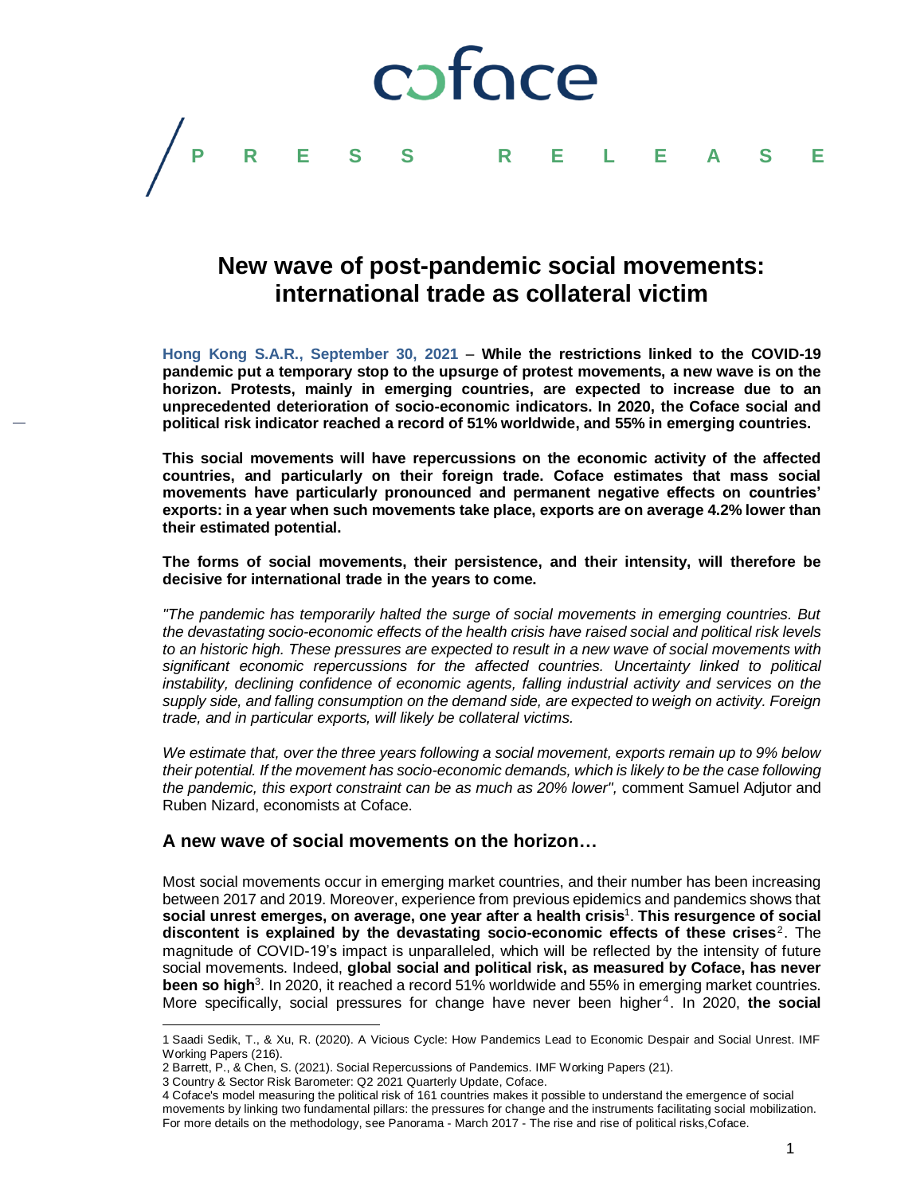coface

PRESS RELEASE

# New wave of post-pandemic social movements: international trade as collateral victim

**Hong Kong S.A.R., September 30, 2021 – While the restrictions linked to the COVID-19 pandemic put a temporary stop to the upsurge of protest movements, a new wave is on the horizon. Protests, mainly in emerging countries, are expected to increase due to an unprecedented deterioration of socio-economic indicators. In 2020, the Coface social and political risk indicator reached a record of 51% worldwide, and 55% in emerging countries.**

**This social movements will have repercussions on the economic activity of the affected countries, and particularly on their foreign trade. Coface estimates that mass social movements have particularly pronounced and permanent negative effects on countries' exports: in a year when such movements take place, exports are on average 4.2% lower than their estimated potential.**

**The forms of social movements, their persistence, and their intensity, will therefore be decisive for international trade in the years to come.**

*"The pandemic has temporarily halted the surge of social movements in emerging countries. But the devastating socio-economic effects of the health crisis have raised social and political risk levels to an historic high. These pressures are expected to result in a new wave of social movements with significant economic repercussions for the affected countries. Uncertainty linked to political instability, declining confidence of economic agents, falling industrial activity and services on the supply side, and falling consumption on the demand side, are expected to weigh on activity. Foreign trade, and in particular exports, will likely be collateral victims.*

*We estimate that, over the three years following a social movement, exports remain up to 9% below their potential. If the movement has socio-economic demands, which is likely to be the case following the pandemic, this export constraint can be as much as 20% lower",* comment Samuel Adjutor and Ruben Nizard, economists at Coface.

## A new wave of social movements on the horizon…

Most social movements occur in emerging market countries, and their number has been increasing between 2017 and 2019. Moreover, experience from previous epidemics and pandemics shows that **social unrest emerges, on average, one year after a health crisis**[1]. **This resurgence of social discontent is explained by the devastating socio-economic effects of these crises**[2]. The magnitude of COVID-19's impact is unparalleled, which will be reflected by the intensity of future social movements. Indeed, **global social and political risk, as measured by Coface, has never been so high**[3]. In 2020, it reached a record 51% worldwide and 55% in emerging market countries. More specifically, social pressures for change have never been higher[4]. In 2020, **the social**

---

1 Saadi Sedik, T., & Xu, R. (2020). A Vicious Cycle: How Pandemics Lead to Economic Despair and Social Unrest. IMF Working Papers (216).

2 Barrett, P., & Chen, S. (2021). Social Repercussions of Pandemics. IMF Working Papers (21).

3 Country & Sector Risk Barometer: Q2 2021 Quarterly Update, Coface.

4 Coface's model measuring the political risk of 161 countries makes it possible to understand the emergence of social movements by linking two fundamental pillars: the pressures for change and the instruments facilitating social mobilization. For more details on the methodology, see Panorama - March 2017 - The rise and rise of political risks,Coface.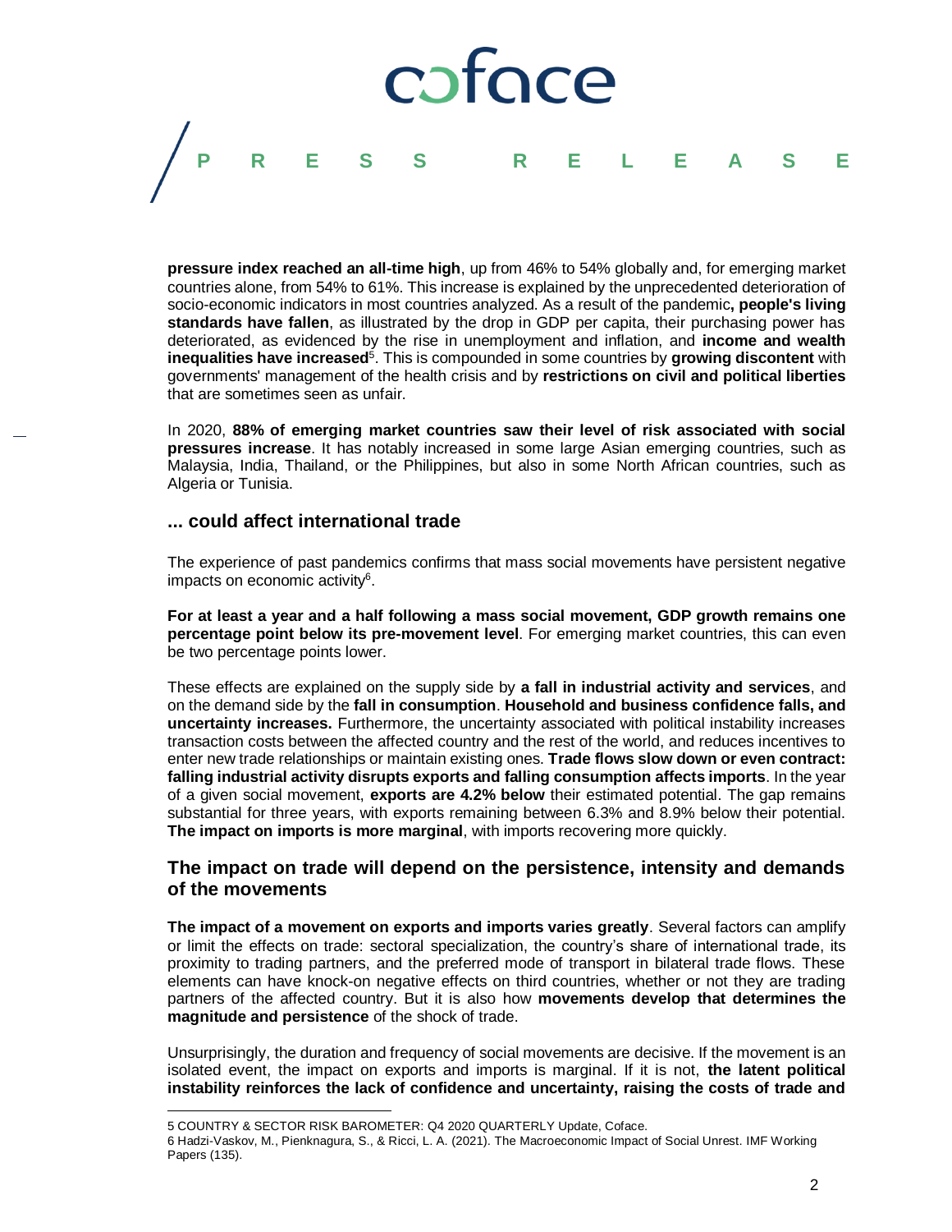**pressure index reached an all-time high**, up from 46% to 54% globally and, for emerging market countries alone, from 54% to 61%. This increase is explained by the unprecedented deterioration of socio-economic indicators in most countries analyzed. As a result of the pandemic**, people's living standards have fallen**, as illustrated by the drop in GDP per capita, their purchasing power has deteriorated, as evidenced by the rise in unemployment and inflation, and **income and wealth inequalities have increased**[5]. This is compounded in some countries by **growing discontent** with governments' management of the health crisis and by **restrictions on civil and political liberties** that are sometimes seen as unfair.

In 2020, **88% of emerging market countries saw their level of risk associated with social pressures increase**. It has notably increased in some large Asian emerging countries, such as Malaysia, India, Thailand, or the Philippines, but also in some North African countries, such as Algeria or Tunisia.

## ... could affect international trade

The experience of past pandemics confirms that mass social movements have persistent negative impacts on economic activity[6].

**For at least a year and a half following a mass social movement, GDP growth remains one percentage point below its pre-movement level**. For emerging market countries, this can even be two percentage points lower.

These effects are explained on the supply side by **a fall in industrial activity and services**, and on the demand side by the **fall in consumption**. **Household and business confidence falls, and uncertainty increases.** Furthermore, the uncertainty associated with political instability increases transaction costs between the affected country and the rest of the world, and reduces incentives to enter new trade relationships or maintain existing ones. **Trade flows slow down or even contract: falling industrial activity disrupts exports and falling consumption affects imports**. In the year of a given social movement, **exports are 4.2% below** their estimated potential. The gap remains substantial for three years, with exports remaining between 6.3% and 8.9% below their potential. **The impact on imports is more marginal**, with imports recovering more quickly.

## The impact on trade will depend on the persistence, intensity and demands of the movements

**The impact of a movement on exports and imports varies greatly**. Several factors can amplify or limit the effects on trade: sectoral specialization, the country's share of international trade, its proximity to trading partners, and the preferred mode of transport in bilateral trade flows. These elements can have knock-on negative effects on third countries, whether or not they are trading partners of the affected country. But it is also how **movements develop that determines the magnitude and persistence** of the shock of trade.

Unsurprisingly, the duration and frequency of social movements are decisive. If the movement is an isolated event, the impact on exports and imports is marginal. If it is not, **the latent political instability reinforces the lack of confidence and uncertainty, raising the costs of trade and**

5 COUNTRY & SECTOR RISK BAROMETER: Q4 2020 QUARTERLY Update, Coface.

6 Hadzi-Vaskov, M., Pienknagura, S., & Ricci, L. A. (2021). The Macroeconomic Impact of Social Unrest. IMF Working Papers (135).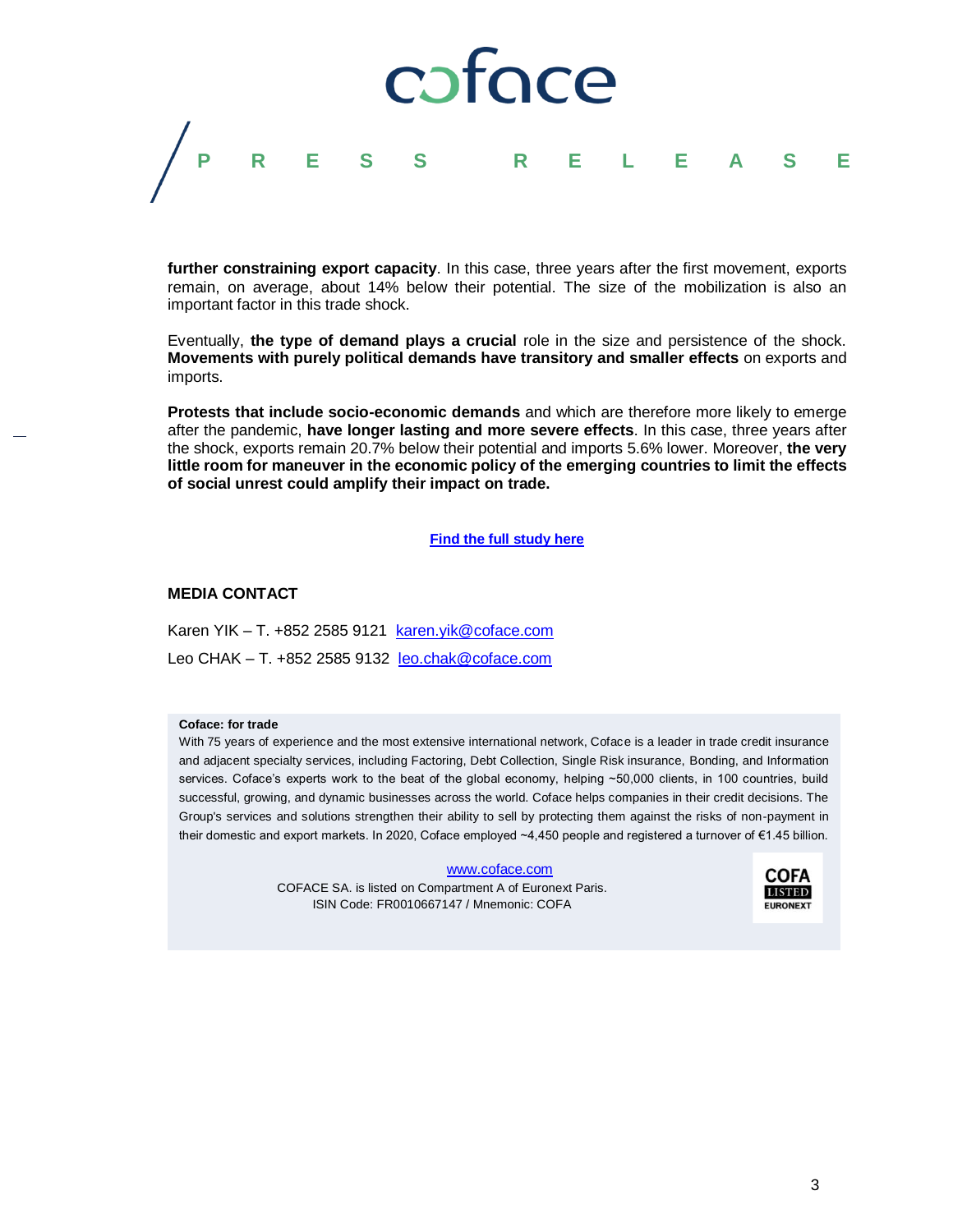**further constraining export capacity**. In this case, three years after the first movement, exports remain, on average, about 14% below their potential. The size of the mobilization is also an important factor in this trade shock.

Eventually, **the type of demand plays a crucial** role in the size and persistence of the shock. **Movements with purely political demands have transitory and smaller effects** on exports and imports.

**Protests that include socio-economic demands** and which are therefore more likely to emerge after the pandemic, **have longer lasting and more severe effects**. In this case, three years after the shock, exports remain 20.7% below their potential and imports 5.6% lower. Moreover, **the very little room for maneuver in the economic policy of the emerging countries to limit the effects of social unrest could amplify their impact on trade.**

**Find the full study here**

**MEDIA CONTACT**

Karen YIK – T. +852 2585 9121 karen.yik@coface.com

Leo CHAK – T. +852 2585 9132 leo.chak@coface.com

**Coface: for trade**

With 75 years of experience and the most extensive international network, Coface is a leader in trade credit insurance and adjacent specialty services, including Factoring, Debt Collection, Single Risk insurance, Bonding, and Information services. Coface's experts work to the beat of the global economy, helping ~50,000 clients, in 100 countries, build successful, growing, and dynamic businesses across the world. Coface helps companies in their credit decisions. The Group's services and solutions strengthen their ability to sell by protecting them against the risks of non-payment in their domestic and export markets. In 2020, Coface employed ~4,450 people and registered a turnover of €1.45 billion.

www.coface.com

COFACE SA. is listed on Compartment A of Euronext Paris.

ISIN Code: FR0010667147 / Mnemonic: COFA

COFA LISTED EURONEXT